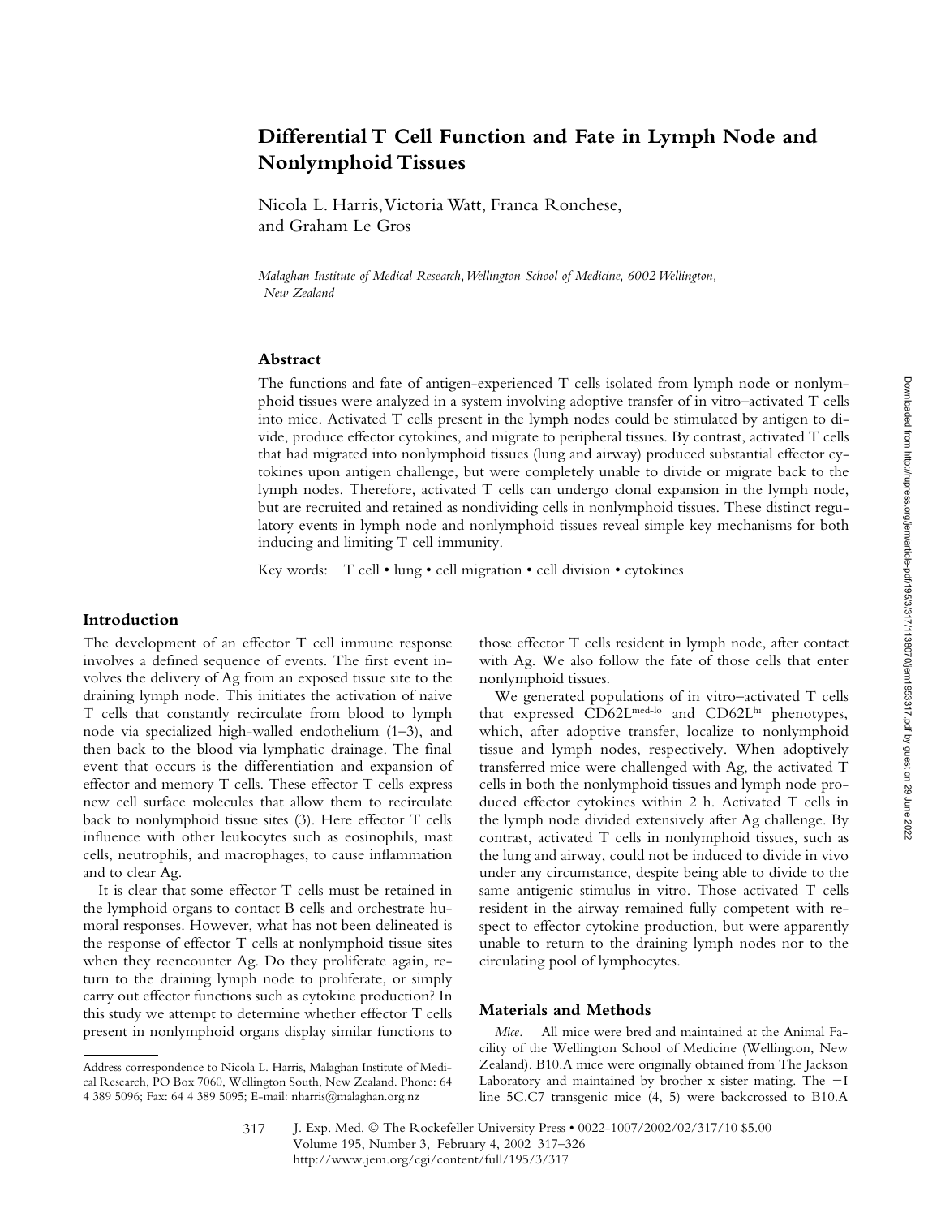# Differential T Cell Function and Fate in Lymph Node and Nonlymphoid Tissues

Nicola L. Harris, Victoria Watt, Franca Ronchese, and Graham Le Gros

*Malaghan Institute of Medical Research, Wellington School of Medicine, 6002 Wellington, New Zealand*

## Abstract

The functions and fate of antigen-experienced T cells isolated from lymph node or nonlymphoid tissues were analyzed in a system involving adoptive transfer of in vitro–activated T cells into mice. Activated T cells present in the lymph nodes could be stimulated by antigen to divide, produce effector cytokines, and migrate to peripheral tissues. By contrast, activated T cells that had migrated into nonlymphoid tissues (lung and airway) produced substantial effector cytokines upon antigen challenge, but were completely unable to divide or migrate back to the lymph nodes. Therefore, activated T cells can undergo clonal expansion in the lymph node, but are recruited and retained as nondividing cells in nonlymphoid tissues. These distinct regulatory events in lymph node and nonlymphoid tissues reveal simple key mechanisms for both inducing and limiting T cell immunity.

Key words: T cell • lung • cell migration • cell division • cytokines

## Introduction

The development of an effector T cell immune response involves a defined sequence of events. The first event involves the delivery of Ag from an exposed tissue site to the draining lymph node. This initiates the activation of naive T cells that constantly recirculate from blood to lymph node via specialized high-walled endothelium (1–3), and then back to the blood via lymphatic drainage. The final event that occurs is the differentiation and expansion of effector and memory T cells. These effector T cells express new cell surface molecules that allow them to recirculate back to nonlymphoid tissue sites (3). Here effector T cells influence with other leukocytes such as eosinophils, mast cells, neutrophils, and macrophages, to cause inflammation and to clear Ag.

It is clear that some effector T cells must be retained in the lymphoid organs to contact B cells and orchestrate humoral responses. However, what has not been delineated is the response of effector T cells at nonlymphoid tissue sites when they reencounter Ag. Do they proliferate again, return to the draining lymph node to proliferate, or simply carry out effector functions such as cytokine production? In this study we attempt to determine whether effector T cells present in nonlymphoid organs display similar functions to those effector T cells resident in lymph node, after contact with Ag. We also follow the fate of those cells that enter nonlymphoid tissues.

We generated populations of in vitro–activated T cells that expressed CD62L$^{med\text{-}lo}$ and CD62L$^{hi}$ phenotypes, which, after adoptive transfer, localize to nonlymphoid tissue and lymph nodes, respectively. When adoptively transferred mice were challenged with Ag, the activated T cells in both the nonlymphoid tissues and lymph node produced effector cytokines within 2 h. Activated T cells in the lymph node divided extensively after Ag challenge. By contrast, activated T cells in nonlymphoid tissues, such as the lung and airway, could not be induced to divide in vivo under any circumstance, despite being able to divide to the same antigenic stimulus in vitro. Those activated T cells resident in the airway remained fully competent with respect to effector cytokine production, but were apparently unable to return to the draining lymph nodes nor to the circulating pool of lymphocytes.

## Materials and Methods

*Mice.* All mice were bred and maintained at the Animal Facility of the Wellington School of Medicine (Wellington, New Zealand). B10.A mice were originally obtained from The Jackson Laboratory and maintained by brother x sister mating. The −I line 5C.C7 transgenic mice (4, 5) were backcrossed to B10.A

Address correspondence to Nicola L. Harris, Malaghan Institute of Medical Research, PO Box 7060, Wellington South, New Zealand. Phone: 64 4 389 5096; Fax: 64 4 389 5095; E-mail: nharris@malaghan.org.nz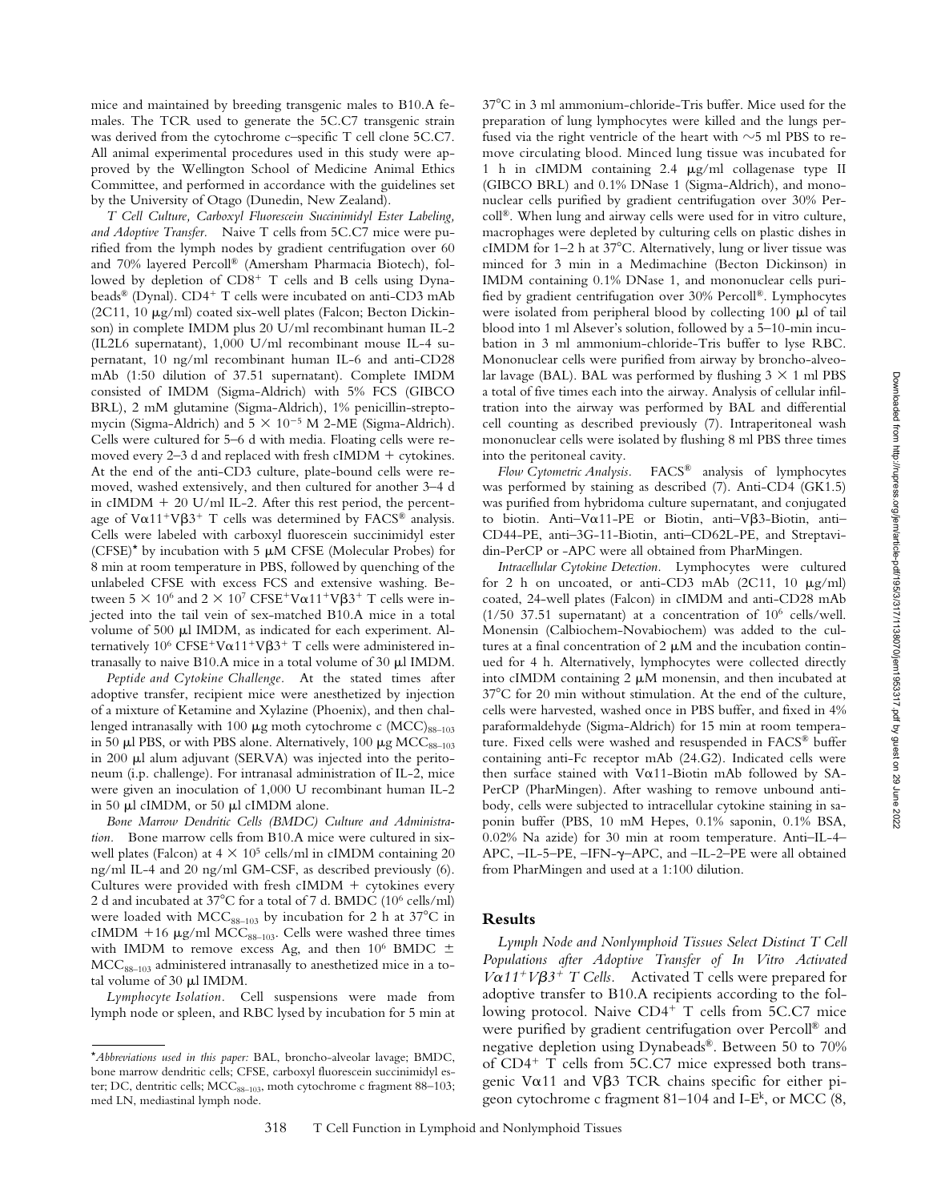mice and maintained by breeding transgenic males to B10.A females. The TCR used to generate the 5C.C7 transgenic strain was derived from the cytochrome c–specific T cell clone 5C.C7. All animal experimental procedures used in this study were approved by the Wellington School of Medicine Animal Ethics Committee, and performed in accordance with the guidelines set by the University of Otago (Dunedin, New Zealand).

*T Cell Culture, Carboxyl Fluorescein Succinimidyl Ester Labeling, and Adoptive Transfer.* Naive T cells from 5C.C7 mice were purified from the lymph nodes by gradient centrifugation over 60 and 70% layered Percoll® (Amersham Pharmacia Biotech), followed by depletion of CD8+ T cells and B cells using Dynabeads® (Dynal). CD4+ T cells were incubated on anti-CD3 mAb (2C11, 10 μg/ml) coated six-well plates (Falcon; Becton Dickinson) in complete IMDM plus 20 U/ml recombinant human IL-2 (IL2L6 supernatant), 1,000 U/ml recombinant mouse IL-4 supernatant, 10 ng/ml recombinant human IL-6 and anti-CD28 mAb (1:50 dilution of 37.51 supernatant). Complete IMDM consisted of IMDM (Sigma-Aldrich) with 5% FCS (GIBCO BRL), 2 mM glutamine (Sigma-Aldrich), 1% penicillin-streptomycin (Sigma-Aldrich) and $5 \times 10^{-5}$ M 2-ME (Sigma-Aldrich). Cells were cultured for 5–6 d with media. Floating cells were removed every 2–3 d and replaced with fresh cIMDM + cytokines. At the end of the anti-CD3 culture, plate-bound cells were removed, washed extensively, and then cultured for another 3–4 d in cIMDM + 20 U/ml IL-2. After this rest period, the percentage of Vα11+Vβ3+ T cells was determined by FACS® analysis. Cells were labeled with carboxyl fluorescein succinimidyl ester (CFSE)* by incubation with 5 μM CFSE (Molecular Probes) for 8 min at room temperature in PBS, followed by quenching of the unlabeled CFSE with excess FCS and extensive washing. Between $5 \times 10^6$ and $2 \times 10^7$ CFSE+Vα11+Vβ3+ T cells were injected into the tail vein of sex-matched B10.A mice in a total volume of 500 μl IMDM, as indicated for each experiment. Alternatively $10^6$ CFSE+Vα11+Vβ3+ T cells were administered intranasally to naive B10.A mice in a total volume of 30 μl IMDM.

*Peptide and Cytokine Challenge.* At the stated times after adoptive transfer, recipient mice were anesthetized by injection of a mixture of Ketamine and Xylazine (Phoenix), and then challenged intranasally with 100 μg moth cytochrome c ($MCC_{88–103}$) in 50 μl PBS, or with PBS alone. Alternatively, 100 μg $MCC_{88–103}$ in 200 μl alum adjuvant (SERVA) was injected into the peritoneum (i.p. challenge). For intranasal administration of IL-2, mice were given an inoculation of 1,000 U recombinant human IL-2 in 50 μl cIMDM, or 50 μl cIMDM alone.

*Bone Marrow Dendritic Cells (BMDC) Culture and Administration.* Bone marrow cells from B10.A mice were cultured in six-well plates (Falcon) at $4 \times 10^5$ cells/ml in cIMDM containing 20 ng/ml IL-4 and 20 ng/ml GM-CSF, as described previously (6). Cultures were provided with fresh cIMDM + cytokines every 2 d and incubated at 37°C for a total of 7 d. BMDC ($10^6$ cells/ml) were loaded with $MCC_{88–103}$ by incubation for 2 h at 37°C in cIMDM +16 μg/ml $MCC_{88–103}$. Cells were washed three times with IMDM to remove excess Ag, and then $10^6$ BMDC ± $MCC_{88–103}$ administered intranasally to anesthetized mice in a total volume of 30 μl IMDM.

*Lymphocyte Isolation.* Cell suspensions were made from lymph node or spleen, and RBC lysed by incubation for 5 min at 37°C in 3 ml ammonium-chloride-Tris buffer. Mice used for the preparation of lung lymphocytes were killed and the lungs perfused via the right ventricle of the heart with ~5 ml PBS to remove circulating blood. Minced lung tissue was incubated for 1 h in cIMDM containing 2.4 μg/ml collagenase type II (GIBCO BRL) and 0.1% DNase 1 (Sigma-Aldrich), and mononuclear cells purified by gradient centrifugation over 30% Percoll®. When lung and airway cells were used for in vitro culture, macrophages were depleted by culturing cells on plastic dishes in cIMDM for 1–2 h at 37°C. Alternatively, lung or liver tissue was minced for 3 min in a Medimachine (Becton Dickinson) in IMDM containing 0.1% DNase 1, and mononuclear cells purified by gradient centrifugation over 30% Percoll®. Lymphocytes were isolated from peripheral blood by collecting 100 μl of tail blood into 1 ml Alsever's solution, followed by a 5–10-min incubation in 3 ml ammonium-chloride-Tris buffer to lyse RBC. Mononuclear cells were purified from airway by broncho-alveolar lavage (BAL). BAL was performed by flushing 3 × 1 ml PBS a total of five times each into the airway. Analysis of cellular infiltration into the airway was performed by BAL and differential cell counting as described previously (7). Intraperitoneal wash mononuclear cells were isolated by flushing 8 ml PBS three times into the peritoneal cavity.

*Flow Cytometric Analysis.* FACS® analysis of lymphocytes was performed by staining as described (7). Anti-CD4 (GK1.5) was purified from hybridoma culture supernatant, and conjugated to biotin. Anti–Vα11-PE or Biotin, anti–Vβ3-Biotin, anti–CD44-PE, anti–3G-11-Biotin, anti–CD62L-PE, and Streptavidin-PerCP or -APC were all obtained from PharMingen.

*Intracellular Cytokine Detection.* Lymphocytes were cultured for 2 h on uncoated, or anti-CD3 mAb (2C11, 10 μg/ml) coated, 24-well plates (Falcon) in cIMDM and anti-CD28 mAb (1/50 37.51 supernatant) at a concentration of $10^6$ cells/well. Monensin (Calbiochem-Novabiochem) was added to the cultures at a final concentration of 2 μM and the incubation continued for 4 h. Alternatively, lymphocytes were collected directly into cIMDM containing 2 μM monensin, and then incubated at 37°C for 20 min without stimulation. At the end of the culture, cells were harvested, washed once in PBS buffer, and fixed in 4% paraformaldehyde (Sigma-Aldrich) for 15 min at room temperature. Fixed cells were washed and resuspended in FACS® buffer containing anti-Fc receptor mAb (24.G2). Indicated cells were then surface stained with Vα11-Biotin mAb followed by SA-PerCP (PharMingen). After washing to remove unbound antibody, cells were subjected to intracellular cytokine staining in saponin buffer (PBS, 10 mM Hepes, 0.1% saponin, 0.1% BSA, 0.02% Na azide) for 30 min at room temperature. Anti–IL-4–APC, –IL-5–PE, –IFN-γ–APC, and –IL-2–PE were all obtained from PharMingen and used at a 1:100 dilution.

## Results

*Lymph Node and Nonlymphoid Tissues Select Distinct T Cell Populations after Adoptive Transfer of In Vitro Activated Vα11+Vβ3+ T Cells.* Activated T cells were prepared for adoptive transfer to B10.A recipients according to the following protocol. Naive CD4+ T cells from 5C.C7 mice were purified by gradient centrifugation over Percoll® and negative depletion using Dynabeads®. Between 50 to 70% of CD4+ T cells from 5C.C7 mice expressed both transgenic Vα11 and Vβ3 TCR chains specific for either pigeon cytochrome c fragment 81–104 and I-E$^k$, or MCC (8,

*Abbreviations used in this paper:* BAL, broncho-alveolar lavage; BMDC, bone marrow dendritic cells; CFSE, carboxyl fluorescein succinimidyl ester; DC, dentritic cells; $MCC_{88–103}$, moth cytochrome c fragment 88–103; med LN, mediastinal lymph node.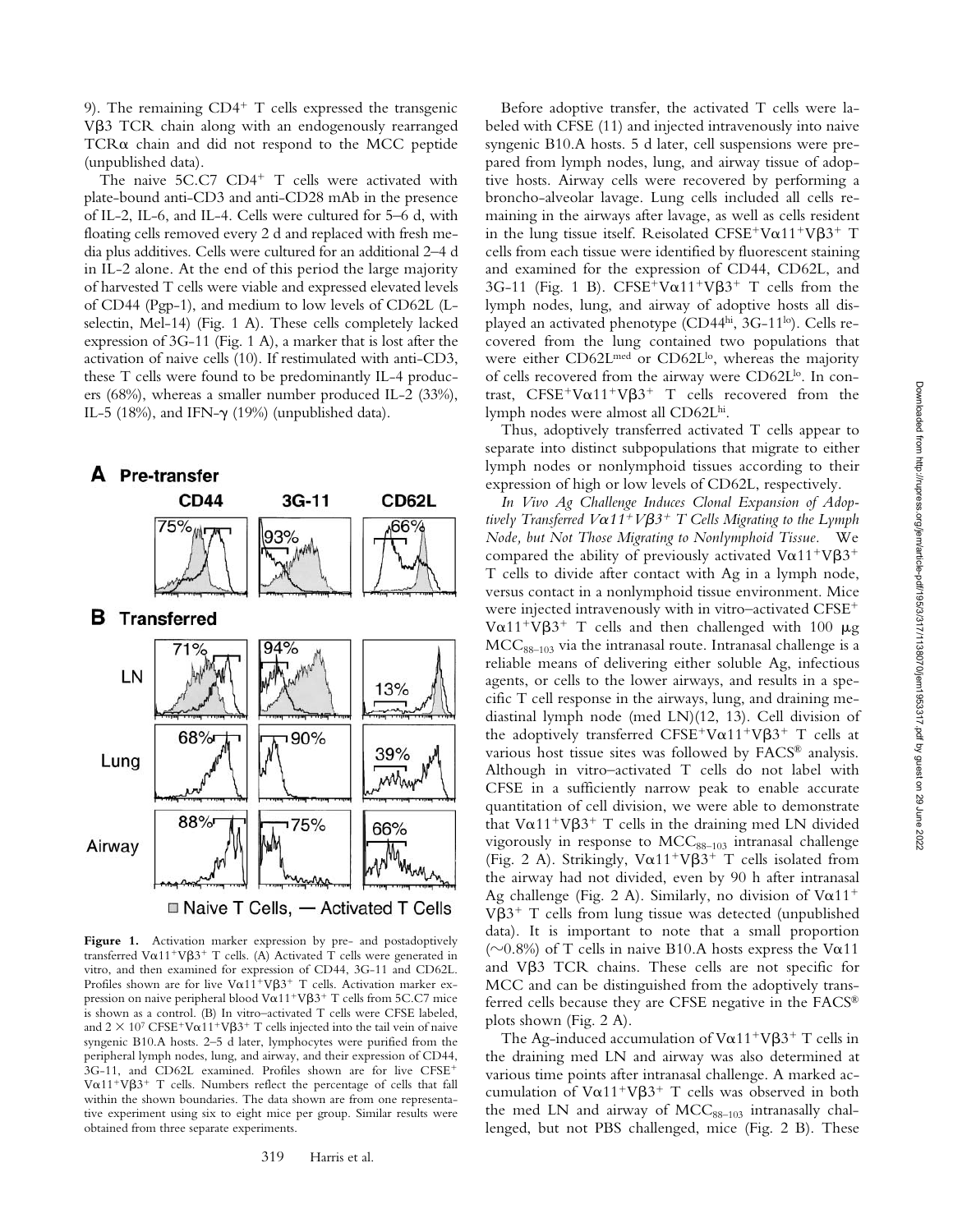9). The remaining CD4+ T cells expressed the transgenic Vβ3 TCR chain along with an endogenously rearranged TCRα chain and did not respond to the MCC peptide (unpublished data).

The naive 5C.C7 CD4+ T cells were activated with plate-bound anti-CD3 and anti-CD28 mAb in the presence of IL-2, IL-6, and IL-4. Cells were cultured for 5–6 d, with floating cells removed every 2 d and replaced with fresh media plus additives. Cells were cultured for an additional 2–4 d in IL-2 alone. At the end of this period the large majority of harvested T cells were viable and expressed elevated levels of CD44 (Pgp-1), and medium to low levels of CD62L (L-selectin, Mel-14) (Fig. 1 A). These cells completely lacked expression of 3G-11 (Fig. 1 A), a marker that is lost after the activation of naive cells (10). If restimulated with anti-CD3, these T cells were found to be predominantly IL-4 producers (68%), whereas a smaller number produced IL-2 (33%), IL-5 (18%), and IFN-γ (19%) (unpublished data).

**Figure 1.** Activation marker expression by pre- and postadoptively transferred Vα11+Vβ3+ T cells. (A) Activated T cells were generated in vitro, and then examined for expression of CD44, 3G-11 and CD62L. Profiles shown are for live Vα11+Vβ3+ T cells. Activation marker expression on naive peripheral blood Vα11+Vβ3+ T cells from 5C.C7 mice is shown as a control. (B) In vitro–activated T cells were CFSE labeled, and $2 \times 10^7$ CFSE+Vα11+Vβ3+ T cells injected into the tail vein of naive syngenic B10.A hosts. 2–5 d later, lymphocytes were purified from the peripheral lymph nodes, lung, and airway, and their expression of CD44, 3G-11, and CD62L examined. Profiles shown are for live CFSE+ Vα11+Vβ3+ T cells. Numbers reflect the percentage of cells that fall within the shown boundaries. The data shown are from one representative experiment using six to eight mice per group. Similar results were obtained from three separate experiments.

Before adoptive transfer, the activated T cells were labeled with CFSE (11) and injected intravenously into naive syngenic B10.A hosts. 5 d later, cell suspensions were prepared from lymph nodes, lung, and airway tissue of adoptive hosts. Airway cells were recovered by performing a broncho-alveolar lavage. Lung cells included all cells remaining in the airways after lavage, as well as cells resident in the lung tissue itself. Reisolated CFSE+Vα11+Vβ3+ T cells from each tissue were identified by fluorescent staining and examined for the expression of CD44, CD62L, and 3G-11 (Fig. 1 B). CFSE+Vα11+Vβ3+ T cells from the lymph nodes, lung, and airway of adoptive hosts all displayed an activated phenotype (CD44hi, 3G-11lo). Cells recovered from the lung contained two populations that were either CD62Lmed or CD62Llo, whereas the majority of cells recovered from the airway were CD62Llo. In contrast, CFSE+Vα11+Vβ3+ T cells recovered from the lymph nodes were almost all CD62Lhi.

Thus, adoptively transferred activated T cells appear to separate into distinct subpopulations that migrate to either lymph nodes or nonlymphoid tissues according to their expression of high or low levels of CD62L, respectively.

*In Vivo Ag Challenge Induces Clonal Expansion of Adoptively Transferred Vα11+Vβ3+ T Cells Migrating to the Lymph Node, but Not Those Migrating to Nonlymphoid Tissue.* We compared the ability of previously activated Vα11+Vβ3+ T cells to divide after contact with Ag in a lymph node, versus contact in a nonlymphoid tissue environment. Mice were injected intravenously with in vitro–activated CFSE+ Vα11+Vβ3+ T cells and then challenged with 100 μg $MCC_{88-103}$ via the intranasal route. Intranasal challenge is a reliable means of delivering either soluble Ag, infectious agents, or cells to the lower airways, and results in a specific T cell response in the airways, lung, and draining mediastinal lymph node (med LN)(12, 13). Cell division of the adoptively transferred CFSE+Vα11+Vβ3+ T cells at various host tissue sites was followed by FACS® analysis. Although in vitro–activated T cells do not label with CFSE in a sufficiently narrow peak to enable accurate quantitation of cell division, we were able to demonstrate that Vα11+Vβ3+ T cells in the draining med LN divided vigorously in response to $MCC_{88-103}$ intranasal challenge (Fig. 2 A). Strikingly, Vα11+Vβ3+ T cells isolated from the airway had not divided, even by 90 h after intranasal Ag challenge (Fig. 2 A). Similarly, no division of Vα11+ Vβ3+ T cells from lung tissue was detected (unpublished data). It is important to note that a small proportion (~0.8%) of T cells in naive B10.A hosts express the Vα11 and Vβ3 TCR chains. These cells are not specific for MCC and can be distinguished from the adoptively transferred cells because they are CFSE negative in the FACS® plots shown (Fig. 2 A).

The Ag-induced accumulation of Vα11+Vβ3+ T cells in the draining med LN and airway was also determined at various time points after intranasal challenge. A marked accumulation of Vα11+Vβ3+ T cells was observed in both the med LN and airway of $MCC_{88-103}$ intranasally challenged, but not PBS challenged, mice (Fig. 2 B). These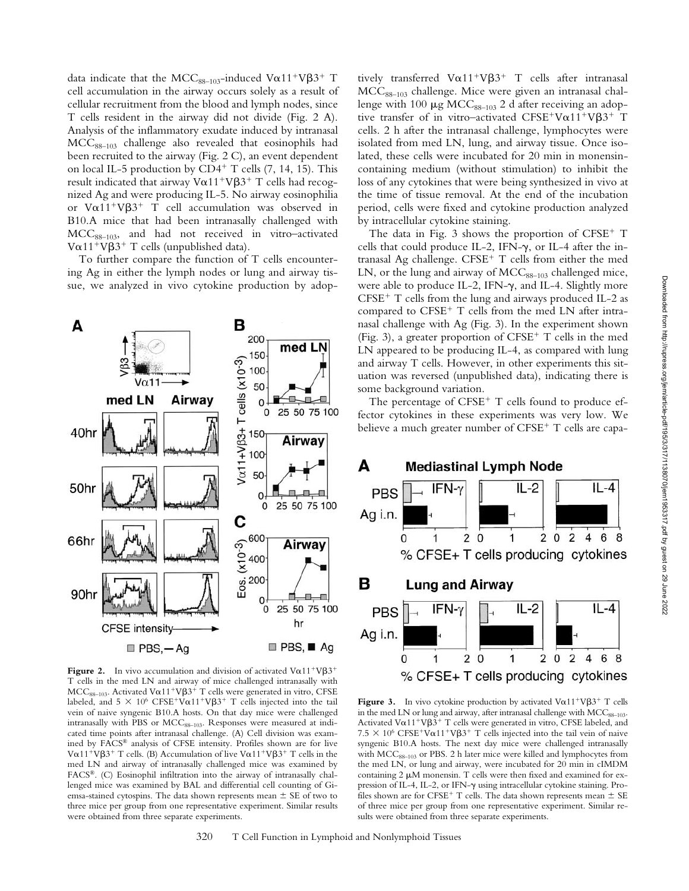data indicate that the $MCC_{88–103}$-induced $V\alpha11^+V\beta3^+$ T cell accumulation in the airway occurs solely as a result of cellular recruitment from the blood and lymph nodes, since T cells resident in the airway did not divide (Fig. 2 A). Analysis of the inflammatory exudate induced by intranasal $MCC_{88–103}$ challenge also revealed that eosinophils had been recruited to the airway (Fig. 2 C), an event dependent on local IL-5 production by $CD4^+$ T cells (7, 14, 15). This result indicated that airway $V\alpha11^+V\beta3^+$ T cells had recognized Ag and were producing IL-5. No airway eosinophilia or $V\alpha11^+V\beta3^+$ T cell accumulation was observed in B10.A mice that had been intranasally challenged with $MCC_{88–103}$, and had not received in vitro–activated $V\alpha11^+V\beta3^+$ T cells (unpublished data).

To further compare the function of T cells encountering Ag in either the lymph nodes or lung and airway tissue, we analyzed in vivo cytokine production by adoptively transferred $V\alpha11^+V\beta3^+$ T cells after intranasal $MCC_{88–103}$ challenge. Mice were given an intranasal challenge with 100 μg $MCC_{88–103}$ 2 d after receiving an adoptive transfer of in vitro–activated $CFSE^+V\alpha11^+V\beta3^+$ T cells. 2 h after the intranasal challenge, lymphocytes were isolated from med LN, lung, and airway tissue. Once isolated, these cells were incubated for 20 min in monensin-containing medium (without stimulation) to inhibit the loss of any cytokines that were being synthesized in vivo at the time of tissue removal. At the end of the incubation period, cells were fixed and cytokine production analyzed by intracellular cytokine staining.

The data in Fig. 3 shows the proportion of $CFSE^+$ T cells that could produce IL-2, IFN-γ, or IL-4 after the intranasal Ag challenge. $CFSE^+$ T cells from either the med LN, or the lung and airway of $MCC_{88–103}$ challenged mice, were able to produce IL-2, IFN-γ, and IL-4. Slightly more $CFSE^+$ T cells from the lung and airways produced IL-2 as compared to $CFSE^+$ T cells from the med LN after intranasal challenge with Ag (Fig. 3). In the experiment shown (Fig. 3), a greater proportion of $CFSE^+$ T cells in the med LN appeared to be producing IL-4, as compared with lung and airway T cells. However, in other experiments this situation was reversed (unpublished data), indicating there is some background variation.

The percentage of $CFSE^+$ T cells found to produce effector cytokines in these experiments was very low. We believe a much greater number of $CFSE^+$ T cells are capa-

**Figure 2.** In vivo accumulation and division of activated $V\alpha11^+V\beta3^+$ T cells in the med LN and airway of mice challenged intranasally with $MCC_{88–103}$. Activated $V\alpha11^+V\beta3^+$ T cells were generated in vitro, CFSE labeled, and $5 \times 10^6$ $CFSE^+V\alpha11^+V\beta3^+$ T cells injected into the tail vein of naive syngenic B10.A hosts. On that day mice were challenged intranasally with PBS or $MCC_{88–103}$. Responses were measured at indicated time points after intranasal challenge. (A) Cell division was examined by FACS® analysis of CFSE intensity. Profiles shown are for live $V\alpha11^+V\beta3^+$ T cells. (B) Accumulation of live $V\alpha11^+V\beta3^+$ T cells in the med LN and airway of intranasally challenged mice was examined by FACS®. (C) Eosinophil infiltration into the airway of intranasally challenged mice was examined by BAL and differential cell counting of Giemsa-stained cytospins. The data shown represents mean ± SE of two to three mice per group from one representative experiment. Similar results were obtained from three separate experiments.

**Figure 3.** In vivo cytokine production by activated $V\alpha11^+V\beta3^+$ T cells in the med LN or lung and airway, after intranasal challenge with $MCC_{88–103}$. Activated $V\alpha11^+V\beta3^+$ T cells were generated in vitro, CFSE labeled, and $7.5 \times 10^6$ $CFSE^+V\alpha11^+V\beta3^+$ T cells injected into the tail vein of naive syngenic B10.A hosts. The next day mice were challenged intranasally with $MCC_{88–103}$ or PBS. 2 h later mice were killed and lymphocytes from the med LN, or lung and airway, were incubated for 20 min in cIMDM containing 2 μM monensin. T cells were then fixed and examined for expression of IL-4, IL-2, or IFN-γ using intracellular cytokine staining. Profiles shown are for $CFSE^+$ T cells. The data shown represents mean ± SE of three mice per group from one representative experiment. Similar results were obtained from three separate experiments.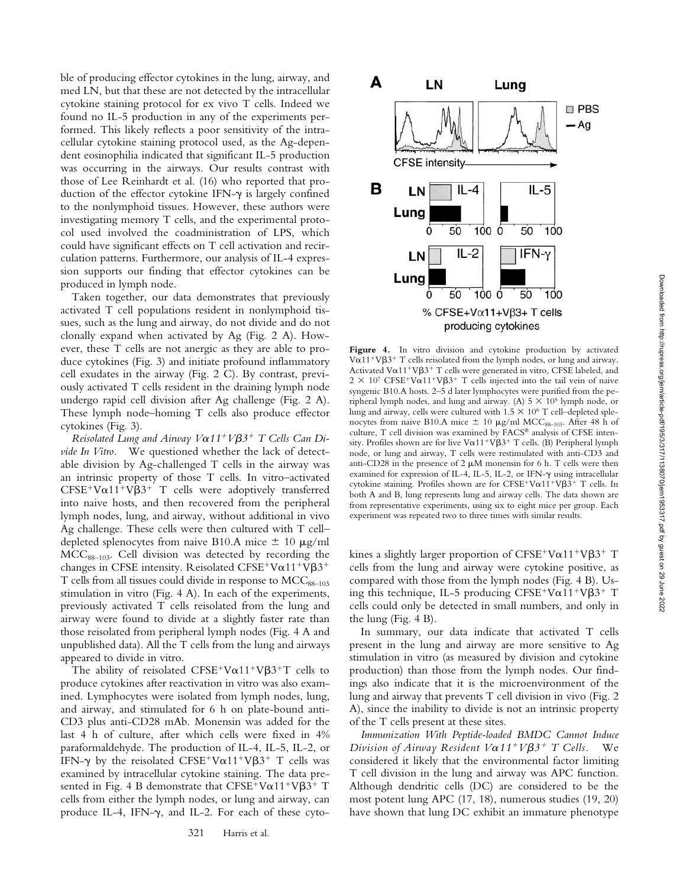ble of producing effector cytokines in the lung, airway, and med LN, but that these are not detected by the intracellular cytokine staining protocol for ex vivo T cells. Indeed we found no IL-5 production in any of the experiments performed. This likely reflects a poor sensitivity of the intracellular cytokine staining protocol used, as the Ag-dependent eosinophilia indicated that significant IL-5 production was occurring in the airways. Our results contrast with those of Lee Reinhardt et al. (16) who reported that production of the effector cytokine IFN-γ is largely confined to the nonlymphoid tissues. However, these authors were investigating memory T cells, and the experimental protocol used involved the coadministration of LPS, which could have significant effects on T cell activation and recirculation patterns. Furthermore, our analysis of IL-4 expression supports our finding that effector cytokines can be produced in lymph node.

Taken together, our data demonstrates that previously activated T cell populations resident in nonlymphoid tissues, such as the lung and airway, do not divide and do not clonally expand when activated by Ag (Fig. 2 A). However, these T cells are not anergic as they are able to produce cytokines (Fig. 3) and initiate profound inflammatory cell exudates in the airway (Fig. 2 C). By contrast, previously activated T cells resident in the draining lymph node undergo rapid cell division after Ag challenge (Fig. 2 A). These lymph node–homing T cells also produce effector cytokines (Fig. 3).

*Reisolated Lung and Airway Vα11⁺Vβ3⁺ T Cells Can Divide In Vitro.* We questioned whether the lack of detectable division by Ag-challenged T cells in the airway was an intrinsic property of those T cells. In vitro–activated CFSE⁺Vα11⁺Vβ3⁺ T cells were adoptively transferred into naive hosts, and then recovered from the peripheral lymph nodes, lung, and airway, without additional in vivo Ag challenge. These cells were then cultured with T cell–depleted splenocytes from naive B10.A mice ± 10 μg/ml $MCC_{88-103}$. Cell division was detected by recording the changes in CFSE intensity. Reisolated CFSE⁺Vα11⁺Vβ3⁺ T cells from all tissues could divide in response to $MCC_{88-103}$ stimulation in vitro (Fig. 4 A). In each of the experiments, previously activated T cells reisolated from the lung and airway were found to divide at a slightly faster rate than those reisolated from peripheral lymph nodes (Fig. 4 A and unpublished data). All the T cells from the lung and airways appeared to divide in vitro.

The ability of reisolated CFSE⁺Vα11⁺Vβ3⁺T cells to produce cytokines after reactivation in vitro was also examined. Lymphocytes were isolated from lymph nodes, lung, and airway, and stimulated for 6 h on plate-bound anti-CD3 plus anti-CD28 mAb. Monensin was added for the last 4 h of culture, after which cells were fixed in 4% paraformaldehyde. The production of IL-4, IL-5, IL-2, or IFN-γ by the reisolated CFSE⁺Vα11⁺Vβ3⁺ T cells was examined by intracellular cytokine staining. The data presented in Fig. 4 B demonstrate that CFSE⁺Vα11⁺Vβ3⁺ T cells from either the lymph nodes, or lung and airway, can produce IL-4, IFN-γ, and IL-2. For each of these cytokines a slightly larger proportion of CFSE⁺Vα11⁺Vβ3⁺ T cells from the lung and airway were cytokine positive, as compared with those from the lymph nodes (Fig. 4 B). Using this technique, IL-5 producing CFSE⁺Vα11⁺Vβ3⁺ T cells could only be detected in small numbers, and only in the lung (Fig. 4 B).

**Figure 4.** In vitro division and cytokine production by activated Vα11⁺Vβ3⁺ T cells reisolated from the lymph nodes, or lung and airway. Activated Vα11⁺Vβ3⁺ T cells were generated in vitro, CFSE labeled, and $2 \times 10^7$ CFSE⁺Vα11⁺Vβ3⁺ T cells injected into the tail vein of naive syngenic B10.A hosts. 2–5 d later lymphocytes were purified from the peripheral lymph nodes, and lung and airway. (A) $5 \times 10^5$ lymph node, or lung and airway, cells were cultured with $1.5 \times 10^6$ T cell–depleted splenocytes from naive B10.A mice ± 10 μg/ml $MCC_{88-103}$. After 48 h of culture, T cell division was examined by FACS® analysis of CFSE intensity. Profiles shown are for live Vα11⁺Vβ3⁺ T cells. (B) Peripheral lymph node, or lung and airway, T cells were restimulated with anti-CD3 and anti-CD28 in the presence of 2 μM monensin for 6 h. T cells were then examined for expression of IL-4, IL-5, IL-2, or IFN-γ using intracellular cytokine staining. Profiles shown are for CFSE⁺Vα11⁺Vβ3⁺ T cells. In both A and B, lung represents lung and airway cells. The data shown are from representative experiments, using six to eight mice per group. Each experiment was repeated two to three times with similar results.

In summary, our data indicate that activated T cells present in the lung and airway are more sensitive to Ag stimulation in vitro (as measured by division and cytokine production) than those from the lymph nodes. Our findings also indicate that it is the microenvironment of the lung and airway that prevents T cell division in vivo (Fig. 2 A), since the inability to divide is not an intrinsic property of the T cells present at these sites.

*Immunization With Peptide-loaded BMDC Cannot Induce Division of Airway Resident Vα11⁺Vβ3⁺ T Cells.* We considered it likely that the environmental factor limiting T cell division in the lung and airway was APC function. Although dendritic cells (DC) are considered to be the most potent lung APC (17, 18), numerous studies (19, 20) have shown that lung DC exhibit an immature phenotype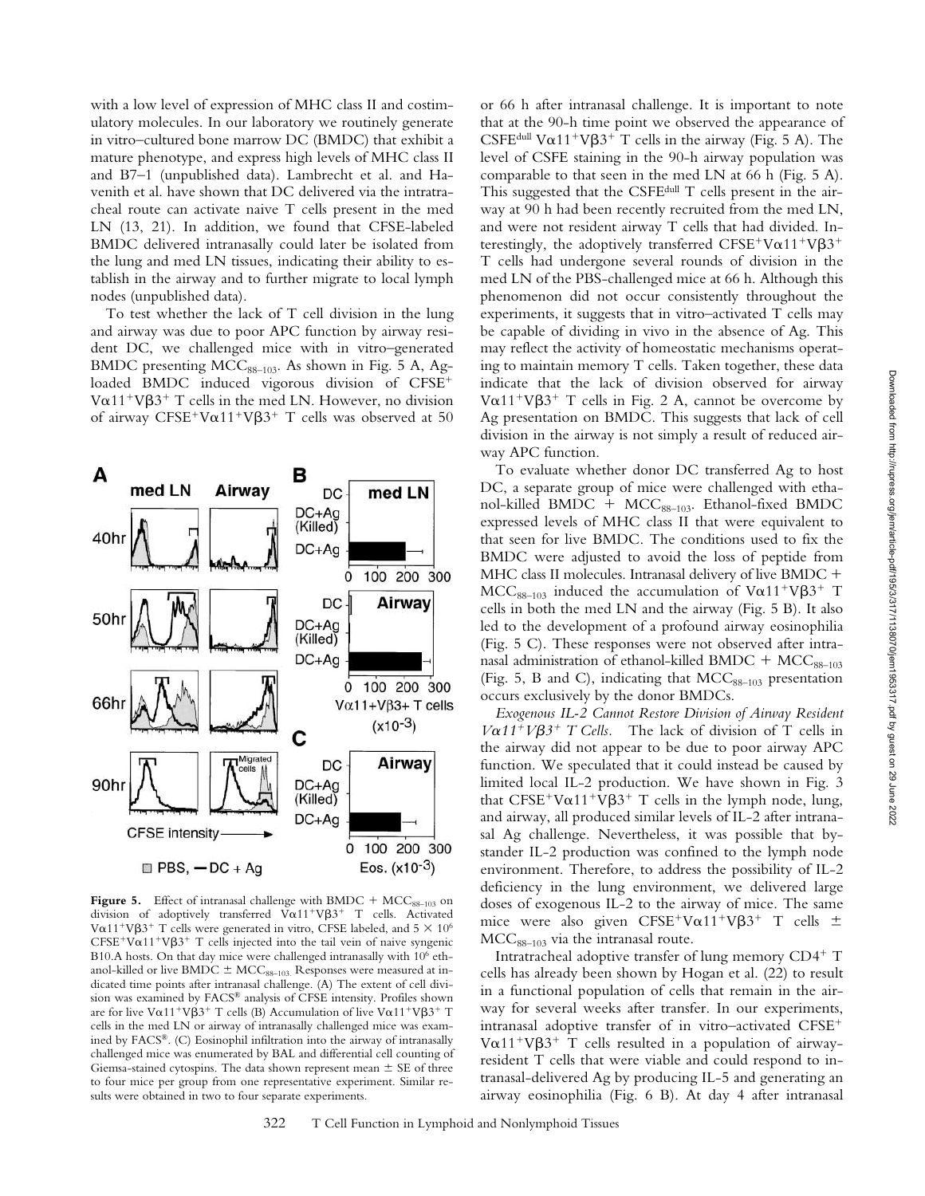with a low level of expression of MHC class II and costimulatory molecules. In our laboratory we routinely generate in vitro–cultured bone marrow DC (BMDC) that exhibit a mature phenotype, and express high levels of MHC class II and B7–1 (unpublished data). Lambrecht et al. and Havenith et al. have shown that DC delivered via the intratracheal route can activate naive T cells present in the med LN (13, 21). In addition, we found that CFSE-labeled BMDC delivered intranasally could later be isolated from the lung and med LN tissues, indicating their ability to establish in the airway and to further migrate to local lymph nodes (unpublished data).

To test whether the lack of T cell division in the lung and airway was due to poor APC function by airway resident DC, we challenged mice with in vitro–generated BMDC presenting $MCC_{88–103}$. As shown in Fig. 5 A, Ag-loaded BMDC induced vigorous division of CFSE$^+$ V$\alpha$11$^+$V$\beta$3$^+$ T cells in the med LN. However, no division of airway CFSE$^+$V$\alpha$11$^+$V$\beta$3$^+$ T cells was observed at 50 or 66 h after intranasal challenge. It is important to note that at the 90-h time point we observed the appearance of CSFE$^{dull}$ V$\alpha$11$^+$V$\beta$3$^+$ T cells in the airway (Fig. 5 A). The level of CSFE staining in the 90-h airway population was comparable to that seen in the med LN at 66 h (Fig. 5 A). This suggested that the CSFE$^{dull}$ T cells present in the airway at 90 h had been recently recruited from the med LN, and were not resident airway T cells that had divided. Interestingly, the adoptively transferred CFSE$^+$V$\alpha$11$^+$V$\beta$3$^+$ T cells had undergone several rounds of division in the med LN of the PBS-challenged mice at 66 h. Although this phenomenon did not occur consistently throughout the experiments, it suggests that in vitro–activated T cells may be capable of dividing in vivo in the absence of Ag. This may reflect the activity of homeostatic mechanisms operating to maintain memory T cells. Taken together, these data indicate that the lack of division observed for airway V$\alpha$11$^+$V$\beta$3$^+$ T cells in Fig. 2 A, cannot be overcome by Ag presentation on BMDC. This suggests that lack of cell division in the airway is not simply a result of reduced airway APC function.

To evaluate whether donor DC transferred Ag to host DC, a separate group of mice were challenged with ethanol-killed BMDC + $MCC_{88–103}$. Ethanol-fixed BMDC expressed levels of MHC class II that were equivalent to that seen for live BMDC. The conditions used to fix the BMDC were adjusted to avoid the loss of peptide from MHC class II molecules. Intranasal delivery of live BMDC + $MCC_{88–103}$ induced the accumulation of V$\alpha$11$^+$V$\beta$3$^+$ T cells in both the med LN and the airway (Fig. 5 B). It also led to the development of a profound airway eosinophilia (Fig. 5 C). These responses were not observed after intranasal administration of ethanol-killed BMDC + $MCC_{88–103}$ (Fig. 5, B and C), indicating that $MCC_{88–103}$ presentation occurs exclusively by the donor BMDCs.

**Figure 5.** Effect of intranasal challenge with BMDC + $MCC_{88–103}$ on division of adoptively transferred V$\alpha$11$^+$V$\beta$3$^+$ T cells. Activated V$\alpha$11$^+$V$\beta$3$^+$ T cells were generated in vitro, CFSE labeled, and $5 \times 10^6$ CFSE$^+$V$\alpha$11$^+$V$\beta$3$^+$ T cells injected into the tail vein of naive syngenic B10.A hosts. On that day mice were challenged intranasally with $10^6$ ethanol-killed or live BMDC ± $MCC_{88–103}$. Responses were measured at indicated time points after intranasal challenge. (A) The extent of cell division was examined by FACS® analysis of CFSE intensity. Profiles shown are for live V$\alpha$11$^+$V$\beta$3$^+$ T cells (B) Accumulation of live V$\alpha$11$^+$V$\beta$3$^+$ T cells in the med LN or airway of intranasally challenged mice was examined by FACS®. (C) Eosinophil infiltration into the airway of intranasally challenged mice was enumerated by BAL and differential cell counting of Giemsa-stained cytospins. The data shown represent mean ± SE of three to four mice per group from one representative experiment. Similar results were obtained in two to four separate experiments.

*Exogenous IL-2 Cannot Restore Division of Airway Resident V$\alpha$11$^+$V$\beta$3$^+$ T Cells.* The lack of division of T cells in the airway did not appear to be due to poor airway APC function. We speculated that it could instead be caused by limited local IL-2 production. We have shown in Fig. 3 that CFSE$^+$V$\alpha$11$^+$V$\beta$3$^+$ T cells in the lymph node, lung, and airway, all produced similar levels of IL-2 after intranasal Ag challenge. Nevertheless, it was possible that bystander IL-2 production was confined to the lymph node environment. Therefore, to address the possibility of IL-2 deficiency in the lung environment, we delivered large doses of exogenous IL-2 to the airway of mice. The same mice were also given CFSE$^+$V$\alpha$11$^+$V$\beta$3$^+$ T cells ± $MCC_{88–103}$ via the intranasal route.

Intratracheal adoptive transfer of lung memory CD4$^+$ T cells has already been shown by Hogan et al. (22) to result in a functional population of cells that remain in the airway for several weeks after transfer. In our experiments, intranasal adoptive transfer of in vitro–activated CFSE$^+$ V$\alpha$11$^+$V$\beta$3$^+$ T cells resulted in a population of airway-resident T cells that were viable and could respond to intranasal-delivered Ag by producing IL-5 and generating an airway eosinophilia (Fig. 6 B). At day 4 after intranasal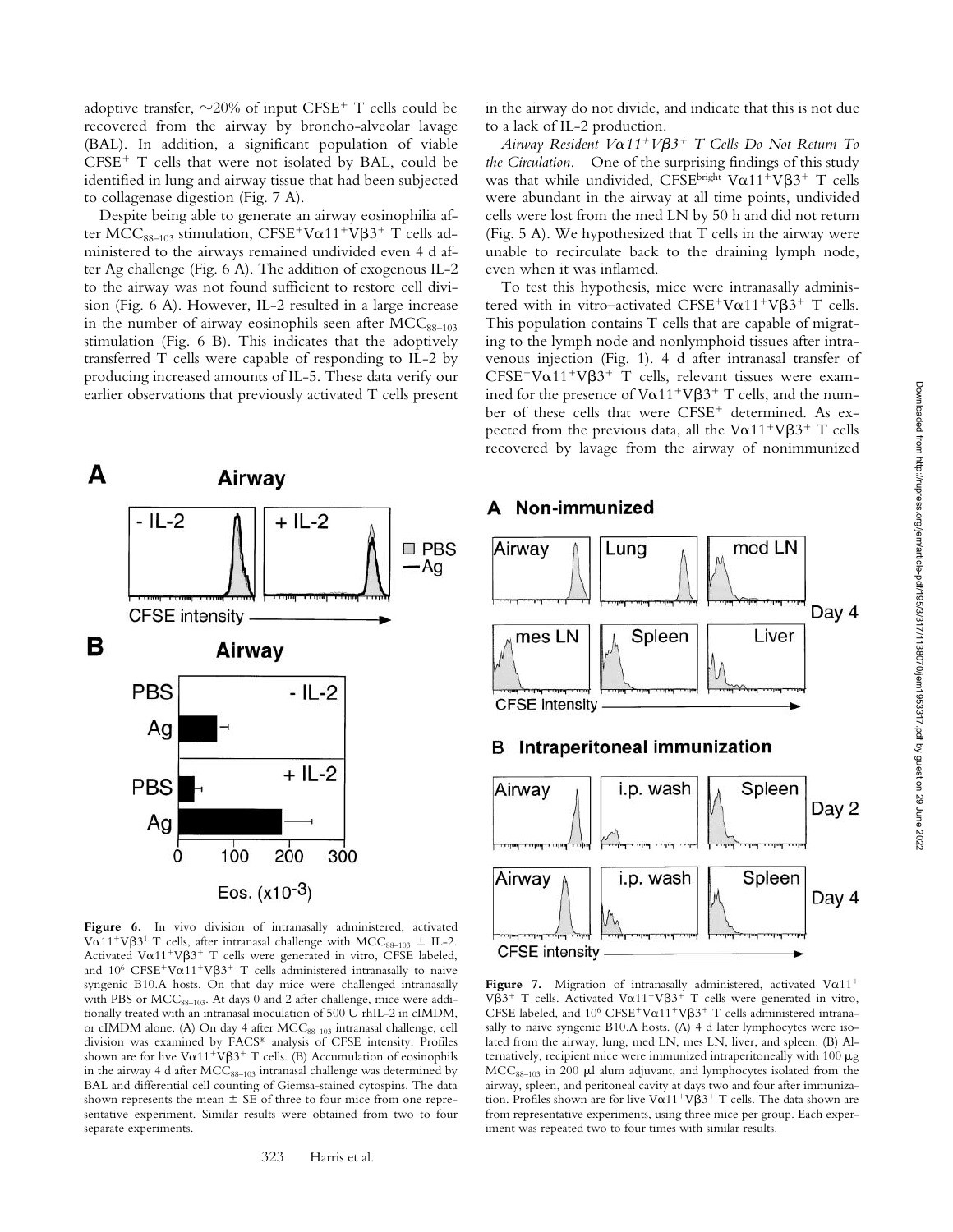adoptive transfer, ~20% of input CFSE$^+$ T cells could be recovered from the airway by broncho-alveolar lavage (BAL). In addition, a significant population of viable CFSE$^+$ T cells that were not isolated by BAL, could be identified in lung and airway tissue that had been subjected to collagenase digestion (Fig. 7 A).

Despite being able to generate an airway eosinophilia after MCC$_{88–103}$ stimulation, CFSE$^+$V$\alpha$11$^+$V$\beta$3$^+$ T cells administered to the airways remained undivided even 4 d after Ag challenge (Fig. 6 A). The addition of exogenous IL-2 to the airway was not found sufficient to restore cell division (Fig. 6 A). However, IL-2 resulted in a large increase in the number of airway eosinophils seen after MCC$_{88–103}$ stimulation (Fig. 6 B). This indicates that the adoptively transferred T cells were capable of responding to IL-2 by producing increased amounts of IL-5. These data verify our earlier observations that previously activated T cells present in the airway do not divide, and indicate that this is not due to a lack of IL-2 production.

*Airway Resident V$\alpha$11$^+$V$\beta$3$^+$ T Cells Do Not Return To the Circulation.* One of the surprising findings of this study was that while undivided, CFSE$^{bright}$ V$\alpha$11$^+$V$\beta$3$^+$ T cells were abundant in the airway at all time points, undivided cells were lost from the med LN by 50 h and did not return (Fig. 5 A). We hypothesized that T cells in the airway were unable to recirculate back to the draining lymph node, even when it was inflamed.

To test this hypothesis, mice were intranasally administered with in vitro–activated CFSE$^+$V$\alpha$11$^+$V$\beta$3$^+$ T cells. This population contains T cells that are capable of migrating to the lymph node and nonlymphoid tissues after intravenous injection (Fig. 1). 4 d after intranasal transfer of CFSE$^+$V$\alpha$11$^+$V$\beta$3$^+$ T cells, relevant tissues were examined for the presence of V$\alpha$11$^+$V$\beta$3$^+$ T cells, and the number of these cells that were CFSE$^+$ determined. As expected from the previous data, all the V$\alpha$11$^+$V$\beta$3$^+$ T cells recovered by lavage from the airway of nonimmunized

**Figure 6.** In vivo division of intranasally administered, activated V$\alpha$11$^+$V$\beta$3$^1$ T cells, after intranasal challenge with MCC$_{88–103}$ ± IL-2. Activated V$\alpha$11$^+$V$\beta$3$^+$ T cells were generated in vitro, CFSE labeled, and 10$^6$ CFSE$^+$V$\alpha$11$^+$V$\beta$3$^+$ T cells administered intranasally to naive syngenic B10.A hosts. On that day mice were challenged intranasally with PBS or MCC$_{88–103}$. At days 0 and 2 after challenge, mice were additionally treated with an intranasal inoculation of 500 U rhIL-2 in cIMDM, or cIMDM alone. (A) On day 4 after MCC$_{88–103}$ intranasal challenge, cell division was examined by FACS® analysis of CFSE intensity. Profiles shown are for live V$\alpha$11$^+$V$\beta$3$^+$ T cells. (B) Accumulation of eosinophils in the airway 4 d after MCC$_{88–103}$ intranasal challenge was determined by BAL and differential cell counting of Giemsa-stained cytospins. The data shown represents the mean ± SE of three to four mice from one representative experiment. Similar results were obtained from two to four separate experiments.

**Figure 7.** Migration of intranasally administered, activated V$\alpha$11$^+$V$\beta$3$^+$ T cells. Activated V$\alpha$11$^+$V$\beta$3$^+$ T cells were generated in vitro, CFSE labeled, and 10$^6$ CFSE$^+$V$\alpha$11$^+$V$\beta$3$^+$ T cells administered intranasally to naive syngenic B10.A hosts. (A) 4 d later lymphocytes were isolated from the airway, lung, med LN, mes LN, liver, and spleen. (B) Alternatively, recipient mice were immunized intraperitoneally with 100 μg MCC$_{88–103}$ in 200 μl alum adjuvant, and lymphocytes isolated from the airway, spleen, and peritoneal cavity at days two and four after immunization. Profiles shown are for live V$\alpha$11$^+$V$\beta$3$^+$ T cells. The data shown are from representative experiments, using three mice per group. Each experiment was repeated two to four times with similar results.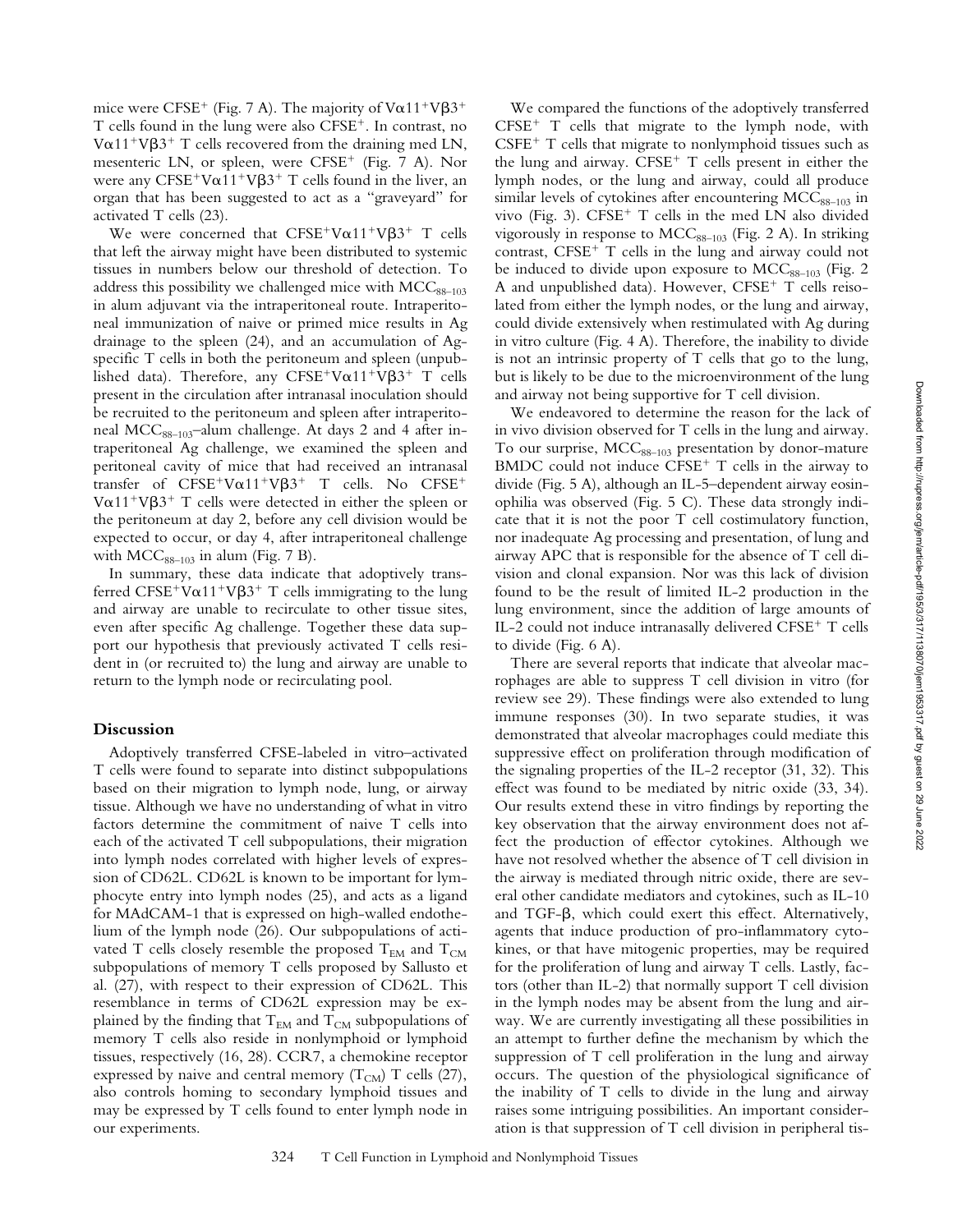mice were $CFSE^+$ (Fig. 7 A). The majority of $V\alpha11^+V\beta3^+$ T cells found in the lung were also $CFSE^+$. In contrast, no $V\alpha11^+V\beta3^+$ T cells recovered from the draining med LN, mesenteric LN, or spleen, were $CFSE^+$ (Fig. 7 A). Nor were any $CFSE^+V\alpha11^+V\beta3^+$ T cells found in the liver, an organ that has been suggested to act as a "graveyard" for activated T cells (23).

We were concerned that $CFSE^+V\alpha11^+V\beta3^+$ T cells that left the airway might have been distributed to systemic tissues in numbers below our threshold of detection. To address this possibility we challenged mice with $MCC_{88-103}$ in alum adjuvant via the intraperitoneal route. Intraperitoneal immunization of naive or primed mice results in Ag drainage to the spleen (24), and an accumulation of Ag-specific T cells in both the peritoneum and spleen (unpublished data). Therefore, any $CFSE^+V\alpha11^+V\beta3^+$ T cells present in the circulation after intranasal inoculation should be recruited to the peritoneum and spleen after intraperitoneal $MCC_{88-103}$–alum challenge. At days 2 and 4 after intraperitoneal Ag challenge, we examined the spleen and peritoneal cavity of mice that had received an intranasal transfer of $CFSE^+V\alpha11^+V\beta3^+$ T cells. No $CFSE^+$ $V\alpha11^+V\beta3^+$ T cells were detected in either the spleen or the peritoneum at day 2, before any cell division would be expected to occur, or day 4, after intraperitoneal challenge with $MCC_{88-103}$ in alum (Fig. 7 B).

In summary, these data indicate that adoptively transferred $CFSE^+V\alpha11^+V\beta3^+$ T cells immigrating to the lung and airway are unable to recirculate to other tissue sites, even after specific Ag challenge. Together these data support our hypothesis that previously activated T cells resident in (or recruited to) the lung and airway are unable to return to the lymph node or recirculating pool.

## Discussion

Adoptively transferred CFSE-labeled in vitro–activated T cells were found to separate into distinct subpopulations based on their migration to lymph node, lung, or airway tissue. Although we have no understanding of what in vitro factors determine the commitment of naive T cells into each of the activated T cell subpopulations, their migration into lymph nodes correlated with higher levels of expression of CD62L. CD62L is known to be important for lymphocyte entry into lymph nodes (25), and acts as a ligand for MAdCAM-1 that is expressed on high-walled endothelium of the lymph node (26). Our subpopulations of activated T cells closely resemble the proposed $T_{EM}$ and $T_{CM}$ subpopulations of memory T cells proposed by Sallusto et al. (27), with respect to their expression of CD62L. This resemblance in terms of CD62L expression may be explained by the finding that $T_{EM}$ and $T_{CM}$ subpopulations of memory T cells also reside in nonlymphoid or lymphoid tissues, respectively (16, 28). CCR7, a chemokine receptor expressed by naive and central memory ($T_{CM}$) T cells (27), also controls homing to secondary lymphoid tissues and may be expressed by T cells found to enter lymph node in our experiments.

We compared the functions of the adoptively transferred $CFSE^+$ T cells that migrate to the lymph node, with $CSFE^+$ T cells that migrate to nonlymphoid tissues such as the lung and airway. $CFSE^+$ T cells present in either the lymph nodes, or the lung and airway, could all produce similar levels of cytokines after encountering $MCC_{88-103}$ in vivo (Fig. 3). $CFSE^+$ T cells in the med LN also divided vigorously in response to $MCC_{88-103}$ (Fig. 2 A). In striking contrast, $CFSE^+$ T cells in the lung and airway could not be induced to divide upon exposure to $MCC_{88-103}$ (Fig. 2 A and unpublished data). However, $CFSE^+$ T cells reisolated from either the lymph nodes, or the lung and airway, could divide extensively when restimulated with Ag during in vitro culture (Fig. 4 A). Therefore, the inability to divide is not an intrinsic property of T cells that go to the lung, but is likely to be due to the microenvironment of the lung and airway not being supportive for T cell division.

We endeavored to determine the reason for the lack of in vivo division observed for T cells in the lung and airway. To our surprise, $MCC_{88-103}$ presentation by donor-mature BMDC could not induce $CFSE^+$ T cells in the airway to divide (Fig. 5 A), although an IL-5–dependent airway eosinophilia was observed (Fig. 5 C). These data strongly indicate that it is not the poor T cell costimulatory function, nor inadequate Ag processing and presentation, of lung and airway APC that is responsible for the absence of T cell division and clonal expansion. Nor was this lack of division found to be the result of limited IL-2 production in the lung environment, since the addition of large amounts of IL-2 could not induce intranasally delivered $CFSE^+$ T cells to divide (Fig. 6 A).

There are several reports that indicate that alveolar macrophages are able to suppress T cell division in vitro (for review see 29). These findings were also extended to lung immune responses (30). In two separate studies, it was demonstrated that alveolar macrophages could mediate this suppressive effect on proliferation through modification of the signaling properties of the IL-2 receptor (31, 32). This effect was found to be mediated by nitric oxide (33, 34). Our results extend these in vitro findings by reporting the key observation that the airway environment does not affect the production of effector cytokines. Although we have not resolved whether the absence of T cell division in the airway is mediated through nitric oxide, there are several other candidate mediators and cytokines, such as IL-10 and TGF-β, which could exert this effect. Alternatively, agents that induce production of pro-inflammatory cytokines, or that have mitogenic properties, may be required for the proliferation of lung and airway T cells. Lastly, factors (other than IL-2) that normally support T cell division in the lymph nodes may be absent from the lung and airway. We are currently investigating all these possibilities in an attempt to further define the mechanism by which the suppression of T cell proliferation in the lung and airway occurs. The question of the physiological significance of the inability of T cells to divide in the lung and airway raises some intriguing possibilities. An important consideration is that suppression of T cell division in peripheral tis-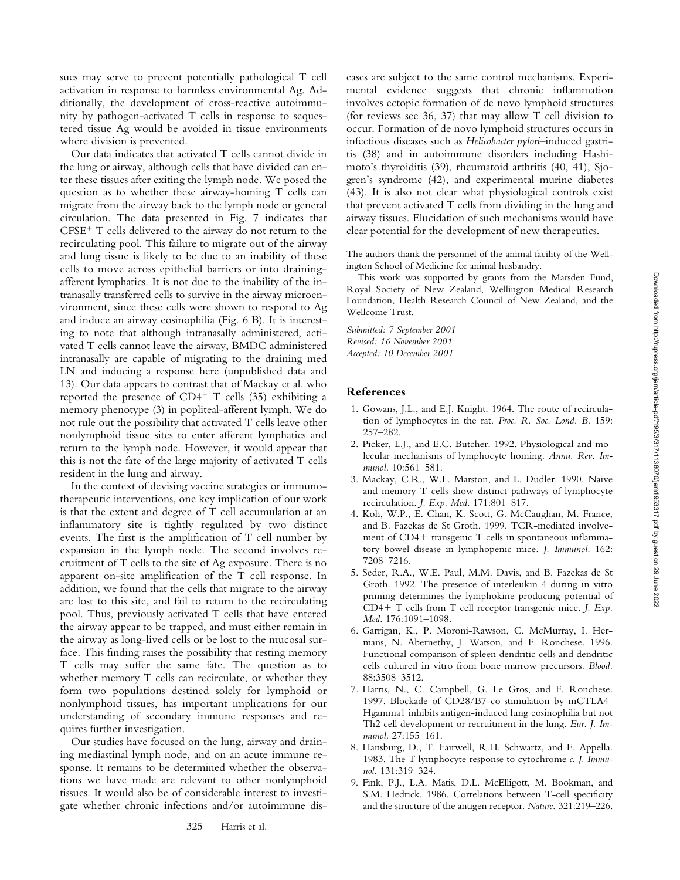sues may serve to prevent potentially pathological T cell activation in response to harmless environmental Ag. Additionally, the development of cross-reactive autoimmunity by pathogen-activated T cells in response to sequestered tissue Ag would be avoided in tissue environments where division is prevented.

Our data indicates that activated T cells cannot divide in the lung or airway, although cells that have divided can enter these tissues after exiting the lymph node. We posed the question as to whether these airway-homing T cells can migrate from the airway back to the lymph node or general circulation. The data presented in Fig. 7 indicates that $CFSE^+$ T cells delivered to the airway do not return to the recirculating pool. This failure to migrate out of the airway and lung tissue is likely to be due to an inability of these cells to move across epithelial barriers or into draining-afferent lymphatics. It is not due to the inability of the intranasally transferred cells to survive in the airway microenvironment, since these cells were shown to respond to Ag and induce an airway eosinophilia (Fig. 6 B). It is interesting to note that although intranasally administered, activated T cells cannot leave the airway, BMDC administered intranasally are capable of migrating to the draining med LN and inducing a response here (unpublished data and 13). Our data appears to contrast that of Mackay et al. who reported the presence of $CD4^+$ T cells (35) exhibiting a memory phenotype (3) in popliteal-afferent lymph. We do not rule out the possibility that activated T cells leave other nonlymphoid tissue sites to enter afferent lymphatics and return to the lymph node. However, it would appear that this is not the fate of the large majority of activated T cells resident in the lung and airway.

In the context of devising vaccine strategies or immunotherapeutic interventions, one key implication of our work is that the extent and degree of T cell accumulation at an inflammatory site is tightly regulated by two distinct events. The first is the amplification of T cell number by expansion in the lymph node. The second involves recruitment of T cells to the site of Ag exposure. There is no apparent on-site amplification of the T cell response. In addition, we found that the cells that migrate to the airway are lost to this site, and fail to return to the recirculating pool. Thus, previously activated T cells that have entered the airway appear to be trapped, and must either remain in the airway as long-lived cells or be lost to the mucosal surface. This finding raises the possibility that resting memory T cells may suffer the same fate. The question as to whether memory T cells can recirculate, or whether they form two populations destined solely for lymphoid or nonlymphoid tissues, has important implications for our understanding of secondary immune responses and requires further investigation.

Our studies have focused on the lung, airway and draining mediastinal lymph node, and on an acute immune response. It remains to be determined whether the observations we have made are relevant to other nonlymphoid tissues. It would also be of considerable interest to investigate whether chronic infections and/or autoimmune diseases are subject to the same control mechanisms. Experimental evidence suggests that chronic inflammation involves ectopic formation of de novo lymphoid structures (for reviews see 36, 37) that may allow T cell division to occur. Formation of de novo lymphoid structures occurs in infectious diseases such as *Helicobacter pylori*–induced gastritis (38) and in autoimmune disorders including Hashimoto's thyroiditis (39), rheumatoid arthritis (40, 41), Sjogren's syndrome (42), and experimental murine diabetes (43). It is also not clear what physiological controls exist that prevent activated T cells from dividing in the lung and airway tissues. Elucidation of such mechanisms would have clear potential for the development of new therapeutics.

The authors thank the personnel of the animal facility of the Wellington School of Medicine for animal husbandry.

This work was supported by grants from the Marsden Fund, Royal Society of New Zealand, Wellington Medical Research Foundation, Health Research Council of New Zealand, and the Wellcome Trust.

*Submitted: 7 September 2001*
*Revised: 16 November 2001*
*Accepted: 10 December 2001*

## References

1. Gowans, J.L., and E.J. Knight. 1964. The route of recirculation of lymphocytes in the rat. *Proc. R. Soc. Lond. B.* 159: 257–282.
2. Picker, L.J., and E.C. Butcher. 1992. Physiological and molecular mechanisms of lymphocyte homing. *Annu. Rev. Immunol.* 10:561–581.
3. Mackay, C.R., W.L. Marston, and L. Dudler. 1990. Naive and memory T cells show distinct pathways of lymphocyte recirculation. *J. Exp. Med.* 171:801–817.
4. Koh, W.P., E. Chan, K. Scott, G. McCaughan, M. France, and B. Fazekas de St Groth. 1999. TCR-mediated involvement of CD4+ transgenic T cells in spontaneous inflammatory bowel disease in lymphopenic mice. *J. Immunol.* 162: 7208–7216.
5. Seder, R.A., W.E. Paul, M.M. Davis, and B. Fazekas de St Groth. 1992. The presence of interleukin 4 during in vitro priming determines the lymphokine-producing potential of CD4+ T cells from T cell receptor transgenic mice. *J. Exp. Med.* 176:1091–1098.
6. Garrigan, K., P. Moroni-Rawson, C. McMurray, I. Hermans, N. Abernethy, J. Watson, and F. Ronchese. 1996. Functional comparison of spleen dendritic cells and dendritic cells cultured in vitro from bone marrow precursors. *Blood.* 88:3508–3512.
7. Harris, N., C. Campbell, G. Le Gros, and F. Ronchese. 1997. Blockade of CD28/B7 co-stimulation by mCTLA4-Hgamma1 inhibits antigen-induced lung eosinophilia but not Th2 cell development or recruitment in the lung. *Eur. J. Immunol.* 27:155–161.
8. Hansburg, D., T. Fairwell, R.H. Schwartz, and E. Appella. 1983. The T lymphocyte response to cytochrome *c*. *J. Immunol.* 131:319–324.
9. Fink, P.J., L.A. Matis, D.L. McElligott, M. Bookman, and S.M. Hedrick. 1986. Correlations between T-cell specificity and the structure of the antigen receptor. *Nature.* 321:219–226.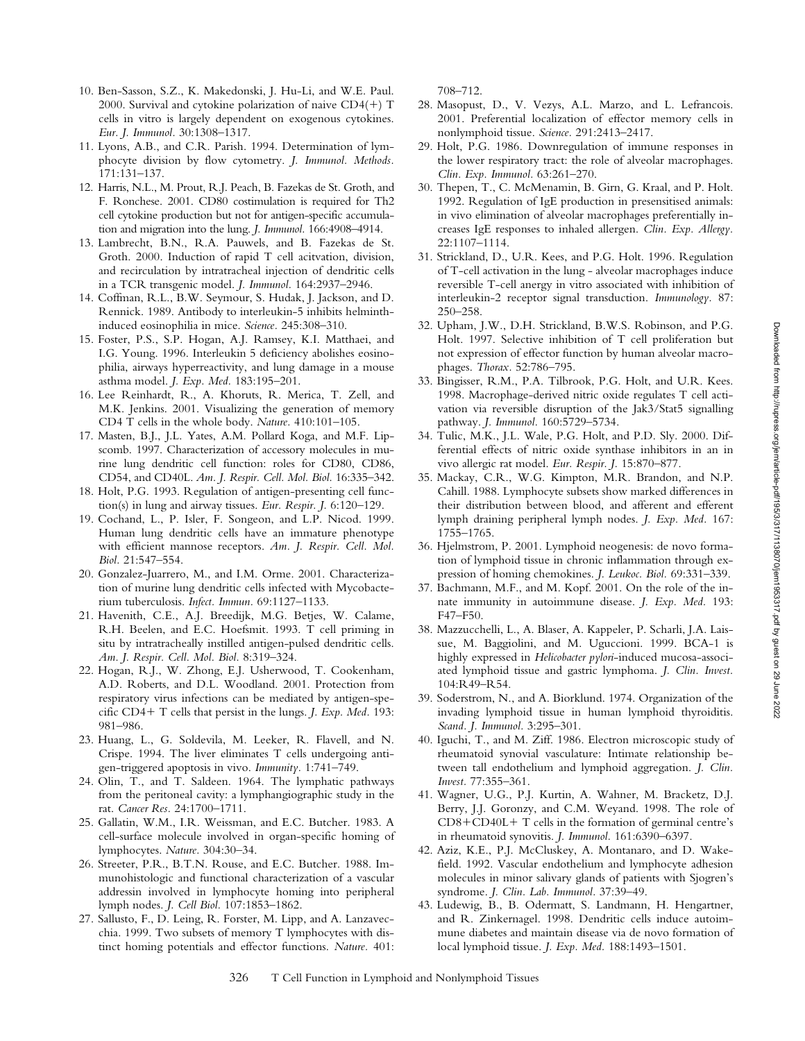10. Ben-Sasson, S.Z., K. Makedonski, J. Hu-Li, and W.E. Paul. 2000. Survival and cytokine polarization of naive CD4(+) T cells in vitro is largely dependent on exogenous cytokines. *Eur. J. Immunol.* 30:1308–1317.
11. Lyons, A.B., and C.R. Parish. 1994. Determination of lymphocyte division by flow cytometry. *J. Immunol. Methods.* 171:131–137.
12. Harris, N.L., M. Prout, R.J. Peach, B. Fazekas de St. Groth, and F. Ronchese. 2001. CD80 costimulation is required for Th2 cell cytokine production but not for antigen-specific accumulation and migration into the lung. *J. Immunol.* 166:4908–4914.
13. Lambrecht, B.N., R.A. Pauwels, and B. Fazekas de St. Groth. 2000. Induction of rapid T cell acitvation, division, and recirculation by intratracheal injection of dendritic cells in a TCR transgenic model. *J. Immunol.* 164:2937–2946.
14. Coffman, R.L., B.W. Seymour, S. Hudak, J. Jackson, and D. Rennick. 1989. Antibody to interleukin-5 inhibits helminth-induced eosinophilia in mice. *Science.* 245:308–310.
15. Foster, P.S., S.P. Hogan, A.J. Ramsey, K.I. Matthaei, and I.G. Young. 1996. Interleukin 5 deficiency abolishes eosinophilia, airways hyperreactivity, and lung damage in a mouse asthma model. *J. Exp. Med.* 183:195–201.
16. Lee Reinhardt, R., A. Khoruts, R. Merica, T. Zell, and M.K. Jenkins. 2001. Visualizing the generation of memory CD4 T cells in the whole body. *Nature.* 410:101–105.
17. Masten, B.J., J.L. Yates, A.M. Pollard Koga, and M.F. Lipscomb. 1997. Characterization of accessory molecules in murine lung dendritic cell function: roles for CD80, CD86, CD54, and CD40L. *Am. J. Respir. Cell. Mol. Biol.* 16:335–342.
18. Holt, P.G. 1993. Regulation of antigen-presenting cell function(s) in lung and airway tissues. *Eur. Respir. J.* 6:120–129.
19. Cochand, L., P. Isler, F. Songeon, and L.P. Nicod. 1999. Human lung dendritic cells have an immature phenotype with efficient mannose receptors. *Am. J. Respir. Cell. Mol. Biol.* 21:547–554.
20. Gonzalez-Juarrero, M., and I.M. Orme. 2001. Characterization of murine lung dendritic cells infected with Mycobacterium tuberculosis. *Infect. Immun.* 69:1127–1133.
21. Havenith, C.E., A.J. Breedijk, M.G. Betjes, W. Calame, R.H. Beelen, and E.C. Hoefsmit. 1993. T cell priming in situ by intratracheally instilled antigen-pulsed dendritic cells. *Am. J. Respir. Cell. Mol. Biol.* 8:319–324.
22. Hogan, R.J., W. Zhong, E.J. Usherwood, T. Cookenham, A.D. Roberts, and D.L. Woodland. 2001. Protection from respiratory virus infections can be mediated by antigen-specific CD4+ T cells that persist in the lungs. *J. Exp. Med.* 193: 981–986.
23. Huang, L., G. Soldevila, M. Leeker, R. Flavell, and N. Crispe. 1994. The liver eliminates T cells undergoing antigen-triggered apoptosis in vivo. *Immunity.* 1:741–749.
24. Olin, T., and T. Saldeen. 1964. The lymphatic pathways from the peritoneal cavity: a lymphangiographic study in the rat. *Cancer Res.* 24:1700–1711.
25. Gallatin, W.M., I.R. Weissman, and E.C. Butcher. 1983. A cell-surface molecule involved in organ-specific homing of lymphocytes. *Nature.* 304:30–34.
26. Streeter, P.R., B.T.N. Rouse, and E.C. Butcher. 1988. Immunohistologic and functional characterization of a vascular addressin involved in lymphocyte homing into peripheral lymph nodes. *J. Cell Biol.* 107:1853–1862.
27. Sallusto, F., D. Leing, R. Forster, M. Lipp, and A. Lanzavecchia. 1999. Two subsets of memory T lymphocytes with distinct homing potentials and effector functions. *Nature.* 401: 708–712.
28. Masopust, D., V. Vezys, A.L. Marzo, and L. Lefrancois. 2001. Preferential localization of effector memory cells in nonlymphoid tissue. *Science.* 291:2413–2417.
29. Holt, P.G. 1986. Downregulation of immune responses in the lower respiratory tract: the role of alveolar macrophages. *Clin. Exp. Immunol.* 63:261–270.
30. Thepen, T., C. McMenamin, B. Girn, G. Kraal, and P. Holt. 1992. Regulation of IgE production in presensitised animals: in vivo elimination of alveolar macrophages preferentially increases IgE responses to inhaled allergen. *Clin. Exp. Allergy.* 22:1107–1114.
31. Strickland, D., U.R. Kees, and P.G. Holt. 1996. Regulation of T-cell activation in the lung - alveolar macrophages induce reversible T-cell anergy in vitro associated with inhibition of interleukin-2 receptor signal transduction. *Immunology.* 87: 250–258.
32. Upham, J.W., D.H. Strickland, B.W.S. Robinson, and P.G. Holt. 1997. Selective inhibition of T cell proliferation but not expression of effector function by human alveolar macrophages. *Thorax.* 52:786–795.
33. Bingisser, R.M., P.A. Tilbrook, P.G. Holt, and U.R. Kees. 1998. Macrophage-derived nitric oxide regulates T cell activation via reversible disruption of the Jak3/Stat5 signalling pathway. *J. Immunol.* 160:5729–5734.
34. Tulic, M.K., J.L. Wale, P.G. Holt, and P.D. Sly. 2000. Differential effects of nitric oxide synthase inhibitors in an in vivo allergic rat model. *Eur. Respir. J.* 15:870–877.
35. Mackay, C.R., W.G. Kimpton, M.R. Brandon, and N.P. Cahill. 1988. Lymphocyte subsets show marked differences in their distribution between blood, and afferent and efferent lymph draining peripheral lymph nodes. *J. Exp. Med.* 167: 1755–1765.
36. Hjelmstrom, P. 2001. Lymphoid neogenesis: de novo formation of lymphoid tissue in chronic inflammation through expression of homing chemokines. *J. Leukoc. Biol.* 69:331–339.
37. Bachmann, M.F., and M. Kopf. 2001. On the role of the innate immunity in autoimmune disease. *J. Exp. Med.* 193: F47–F50.
38. Mazzucchelli, L., A. Blaser, A. Kappeler, P. Scharli, J.A. Laissue, M. Baggiolini, and M. Uguccioni. 1999. BCA-1 is highly expressed in *Helicobacter pylori*-induced mucosa-associated lymphoid tissue and gastric lymphoma. *J. Clin. Invest.* 104:R49–R54.
39. Soderstrom, N., and A. Biorklund. 1974. Organization of the invading lymphoid tissue in human lymphoid thyroiditis. *Scand. J. Immunol.* 3:295–301.
40. Iguchi, T., and M. Ziff. 1986. Electron microscopic study of rheumatoid synovial vasculature: Intimate relationship between tall endothelium and lymphoid aggregation. *J. Clin. Invest.* 77:355–361.
41. Wagner, U.G., P.J. Kurtin, A. Wahner, M. Bracketz, D.J. Berry, J.J. Goronzy, and C.M. Weyand. 1998. The role of CD8+CD40L+ T cells in the formation of germinal centre's in rheumatoid synovitis. *J. Immunol.* 161:6390–6397.
42. Aziz, K.E., P.J. McCluskey, A. Montanaro, and D. Wakefield. 1992. Vascular endothelium and lymphocyte adhesion molecules in minor salivary glands of patients with Sjogren's syndrome. *J. Clin. Lab. Immunol.* 37:39–49.
43. Ludewig, B., B. Odermatt, S. Landmann, H. Hengartner, and R. Zinkernagel. 1998. Dendritic cells induce autoimmune diabetes and maintain disease via de novo formation of local lymphoid tissue. *J. Exp. Med.* 188:1493–1501.